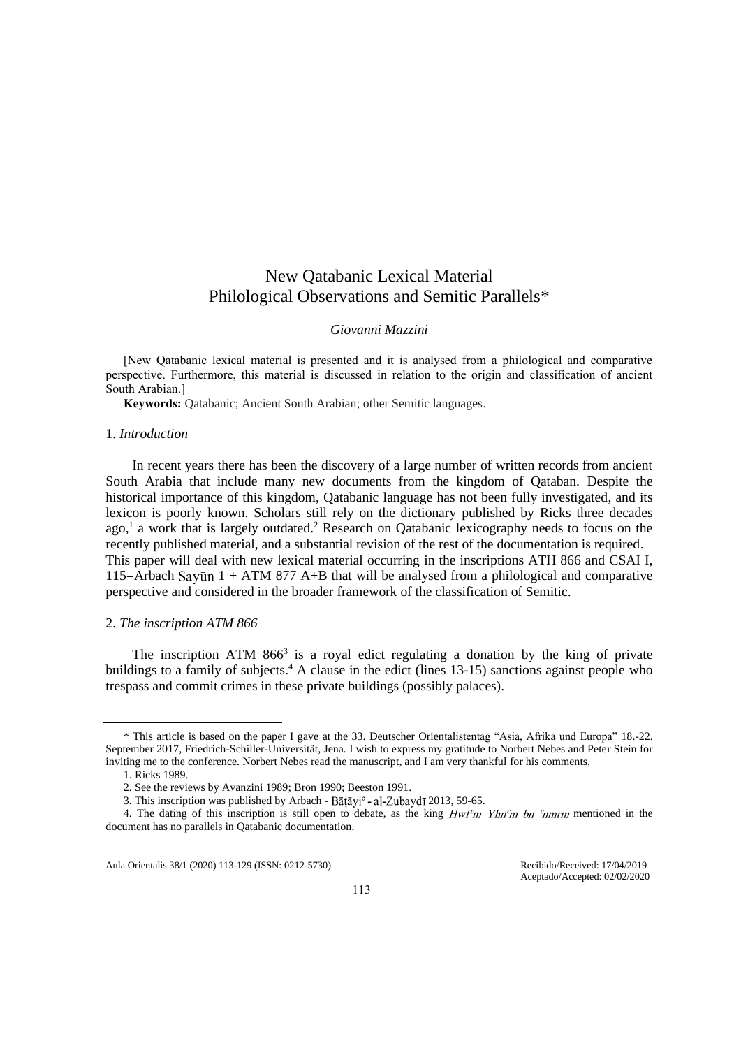# New Qatabanic Lexical Material
## Philological Observations and Semitic Parallels*

*Giovanni Mazzini*

[New Qatabanic lexical material is presented and it is analysed from a philological and comparative perspective. Furthermore, this material is discussed in relation to the origin and classification of ancient South Arabian.]

**Keywords:** Qatabanic; Ancient South Arabian; other Semitic languages.

### 1. *Introduction*

In recent years there has been the discovery of a large number of written records from ancient South Arabia that include many new documents from the kingdom of Qataban. Despite the historical importance of this kingdom, Qatabanic language has not been fully investigated, and its lexicon is poorly known. Scholars still rely on the dictionary published by Ricks three decades ago,[1] a work that is largely outdated.[2] Research on Qatabanic lexicography needs to focus on the recently published material, and a substantial revision of the rest of the documentation is required. This paper will deal with new lexical material occurring in the inscriptions ATH 866 and CSAI I, 115=Arbach Sayūn 1 + ATM 877 A+B that will be analysed from a philological and comparative perspective and considered in the broader framework of the classification of Semitic.

### 2. *The inscription ATM 866*

The inscription ATM 866[3] is a royal edict regulating a donation by the king of private buildings to a family of subjects.[4] A clause in the edict (lines 13-15) sanctions against people who trespass and commit crimes in these private buildings (possibly palaces).

---

\* This article is based on the paper I gave at the 33. Deutscher Orientalistentag "Asia, Afrika und Europa" 18.-22. September 2017, Friedrich-Schiller-Universität, Jena. I wish to express my gratitude to Norbert Nebes and Peter Stein for inviting me to the conference. Norbert Nebes read the manuscript, and I am very thankful for his comments.

1. Ricks 1989.

2. See the reviews by Avanzini 1989; Bron 1990; Beeston 1991.

3. This inscription was published by Arbach - Bāṭāyiʿ - al-Zubaydī 2013, 59-65.

4. The dating of this inscription is still open to debate, as the king *Hwfʿm Yhnʿm bn ʿnmrm* mentioned in the document has no parallels in Qatabanic documentation.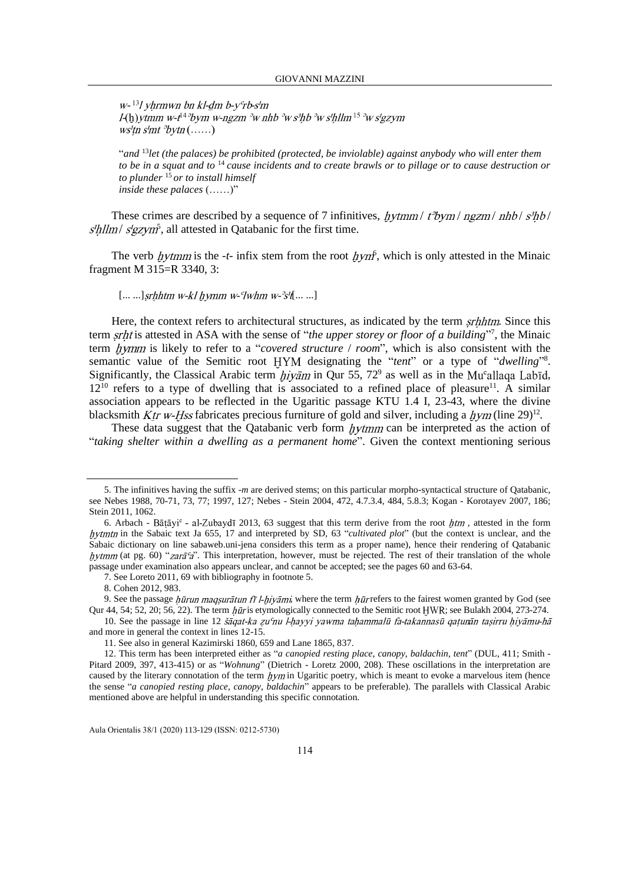*w-* [13]*l yḥrmwn bn kl-ḏm b-yʿrb-s¹m*
*l-(ḫ)ytmm w-t*[14]*ʾbym w-ngzm ʾw nhb ʾw s³ḥb ʾw s¹ḥllm* [15] *ʾw s¹gzym*
*ws¹ṭn s¹mt ʾbytn* (……)

"*and* [13]*let (the palaces) be prohibited (protected, be inviolable) against anybody who will enter them to be in a squat and to* [14] *cause incidents and to create brawls or to pillage or to cause destruction or to plunder* [15] *or to install himself inside these palaces* (……)"

These crimes are described by a sequence of 7 infinitives, *ḫytmm* / *tʾbym* / *ngzm* / *nhb* / *s³ḥb* / *s¹ḥllm* / *s¹gzym*[5], all attested in Qatabanic for the first time.

The verb *ḫytmm* is the *-t-* infix stem from the root *ḫym*[6], which is only attested in the Minaic fragment M 315=R 3340, 3:

[... ...]*ṣrḥhtm w-kl ḫymm w-ʿlwhm w-ʾs¹t*[... ...]

Here, the context refers to architectural structures, as indicated by the term *ṣrḥhtm*. Since this term *ṣrḥt* is attested in ASA with the sense of "*the upper storey or floor of a building*"[7], the Minaic term *ḫymm* is likely to refer to a "*covered structure* / *room*", which is also consistent with the semantic value of the Semitic root ḪYM designating the "*tent*" or a type of "*dwelling*"[8]. Significantly, the Classical Arabic term *ḫiyām* in Qur 55, 72[9] as well as in the Muʿallaqa Labīd, 12[10] refers to a type of dwelling that is associated to a refined place of pleasure[11]. A similar association appears to be reflected in the Ugaritic passage KTU 1.4 I, 23-43, where the divine blacksmith *Ktr w-Ḫss* fabricates precious furniture of gold and silver, including a *ḫym* (line 29)[12].

These data suggest that the Qatabanic verb form *ḫytmm* can be interpreted as the action of "*taking shelter within a dwelling as a permanent home*". Given the context mentioning serious

---

5. The infinitives having the suffix *-m* are derived stems; on this particular morpho-syntactical structure of Qatabanic, see Nebes 1988, 70-71, 73, 77; 1997, 127; Nebes - Stein 2004, 472, 4.7.3.4, 484, 5.8.3; Kogan - Korotayev 2007, 186; Stein 2011, 1062.

6. Arbach - Bāṭāyiʿ - al-Zubaydī 2013, 63 suggest that this term derive from the root *ḫtm* , attested in the form *ḫytmtn* in the Sabaic text Ja 655, 17 and interpreted by SD, 63 "*cultivated plot*" (but the context is unclear, and the Sabaic dictionary on line sabaweb.uni-jena considers this term as a proper name), hence their rendering of Qatabanic *ḫytmm* (at pg. 60) "*zarāʿa*". This interpretation, however, must be rejected. The rest of their translation of the whole passage under examination also appears unclear, and cannot be accepted; see the pages 60 and 63-64.

7. See Loreto 2011, 69 with bibliography in footnote 5.

8. Cohen 2012, 983.

9. See the passage *ḥūrun maqṣurātun fī l-ḫiyāmi*, where the term *ḥūr* refers to the fairest women granted by God (see Qur 44, 54; 52, 20; 56, 22). The term *ḥūr* is etymologically connected to the Semitic root ḤWR; see Bulakh 2004, 273-274.

10. See the passage in line 12 *šāqat-ka ẓuʿnu l-ḥayyi yawma taḥammalū fa-takannasū qaṭunān taṣirru ḫiyāmu-hā* and more in general the context in lines 12-15.

11. See also in general Kazimirski 1860, 659 and Lane 1865, 837.

12. This term has been interpreted either as "*a canopied resting place, canopy, baldachin, tent*" (DUL, 411; Smith - Pitard 2009, 397, 413-415) or as "*Wohnung*" (Dietrich - Loretz 2000, 208). These oscillations in the interpretation are caused by the literary connotation of the term *ḫym* in Ugaritic poetry, which is meant to evoke a marvelous item (hence the sense "*a canopied resting place, canopy, baldachin*" appears to be preferable). The parallels with Classical Arabic mentioned above are helpful in understanding this specific connotation.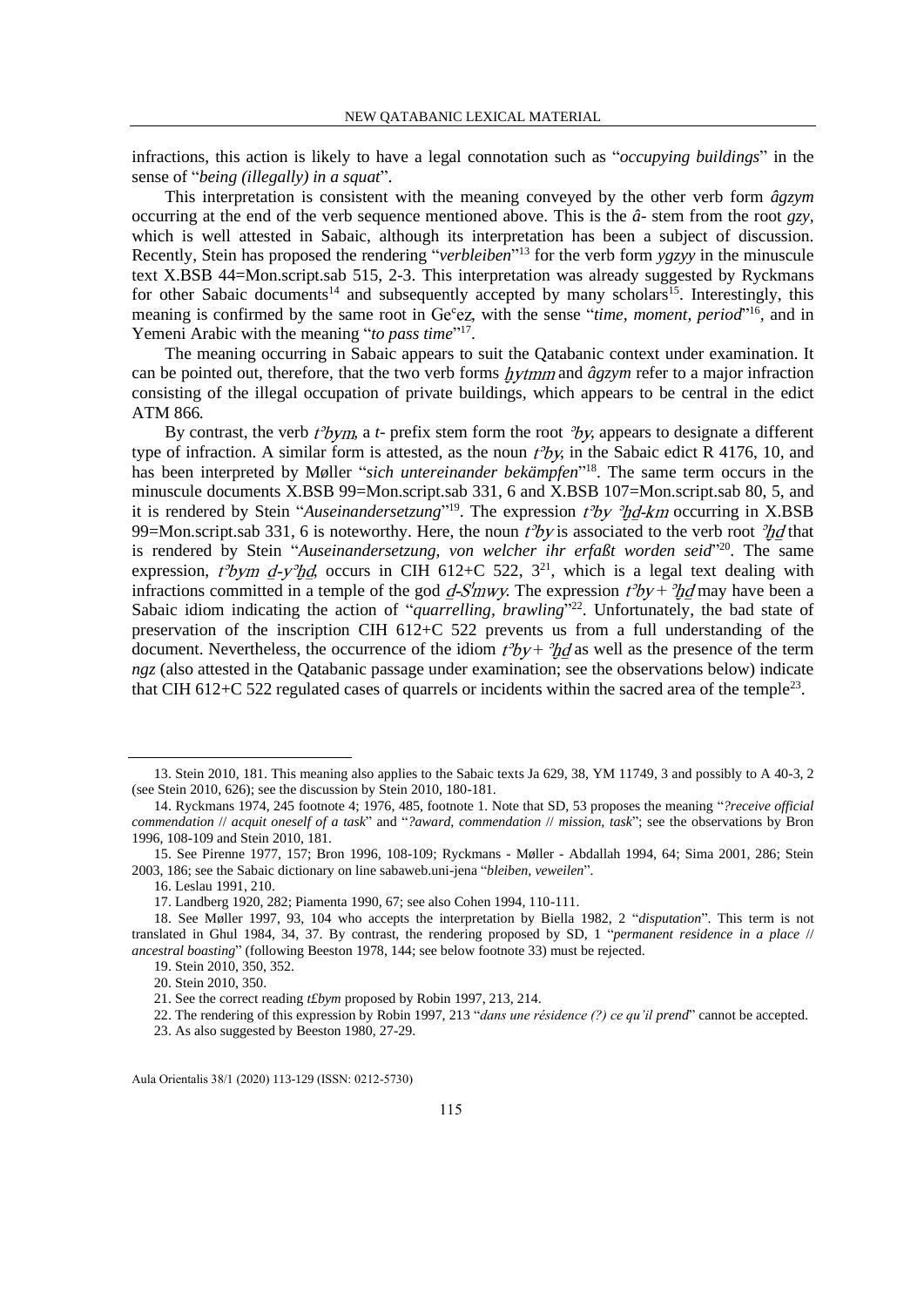infractions, this action is likely to have a legal connotation such as "*occupying buildings*" in the sense of "*being (illegally) in a squat*".

This interpretation is consistent with the meaning conveyed by the other verb form *âgzym* occurring at the end of the verb sequence mentioned above. This is the *â-* stem from the root *gzy*, which is well attested in Sabaic, although its interpretation has been a subject of discussion. Recently, Stein has proposed the rendering "*verbleiben*"[13] for the verb form *ygzyy* in the minuscule text X.BSB 44=Mon.script.sab 515, 2-3. This interpretation was already suggested by Ryckmans for other Sabaic documents[14] and subsequently accepted by many scholars[15]. Interestingly, this meaning is confirmed by the same root in Geᶜez, with the sense "*time, moment, period*"[16], and in Yemeni Arabic with the meaning "*to pass time*"[17].

The meaning occurring in Sabaic appears to suit the Qatabanic context under examination. It can be pointed out, therefore, that the two verb forms *ḫytmm* and *âgzym* refer to a major infraction consisting of the illegal occupation of private buildings, which appears to be central in the edict ATM 866.

By contrast, the verb *tʾbym*, a *t-* prefix stem form the root *ʾby*, appears to designate a different type of infraction. A similar form is attested, as the noun *tʾby*, in the Sabaic edict R 4176, 10, and has been interpreted by Møller "*sich untereinander bekämpfen*"[18]. The same term occurs in the minuscule documents X.BSB 99=Mon.script.sab 331, 6 and X.BSB 107=Mon.script.sab 80, 5, and it is rendered by Stein "*Auseinandersetzung*"[19]. The expression *tʾby ʾḫḏ-km* occurring in X.BSB 99=Mon.script.sab 331, 6 is noteworthy. Here, the noun *tʾby* is associated to the verb root *ʾḫḏ* that is rendered by Stein "*Auseinandersetzung, von welcher ihr erfaßt worden seid*"[20]. The same expression, *tʾbym ḏ-yʾḫḏ*, occurs in CIH 612+C 522, 3[21], which is a legal text dealing with infractions committed in a temple of the god *ḏ-Sʹmwy*. The expression *tʾby* + *ʾḫḏ* may have been a Sabaic idiom indicating the action of "*quarrelling, brawling*"[22]. Unfortunately, the bad state of preservation of the inscription CIH 612+C 522 prevents us from a full understanding of the document. Nevertheless, the occurrence of the idiom *tʾby* + *ʾḫḏ* as well as the presence of the term *ngz* (also attested in the Qatabanic passage under examination; see the observations below) indicate that CIH 612+C 522 regulated cases of quarrels or incidents within the sacred area of the temple[23].

---

13. Stein 2010, 181. This meaning also applies to the Sabaic texts Ja 629, 38, YM 11749, 3 and possibly to A 40-3, 2 (see Stein 2010, 626); see the discussion by Stein 2010, 180-181.

14. Ryckmans 1974, 245 footnote 4; 1976, 485, footnote 1. Note that SD, 53 proposes the meaning "*?receive official commendation* // *acquit oneself of a task*" and "*?award, commendation* // *mission, task*"; see the observations by Bron 1996, 108-109 and Stein 2010, 181.

15. See Pirenne 1977, 157; Bron 1996, 108-109; Ryckmans - Møller - Abdallah 1994, 64; Sima 2001, 286; Stein 2003, 186; see the Sabaic dictionary on line sabaweb.uni-jena "*bleiben, veweilen*".

16. Leslau 1991, 210.

17. Landberg 1920, 282; Piamenta 1990, 67; see also Cohen 1994, 110-111.

18. See Møller 1997, 93, 104 who accepts the interpretation by Biella 1982, 2 "*disputation*". This term is not translated in Ghul 1984, 34, 37. By contrast, the rendering proposed by SD, 1 "*permanent residence in a place* // *ancestral boasting*" (following Beeston 1978, 144; see below footnote 33) must be rejected.

19. Stein 2010, 350, 352.

20. Stein 2010, 350.

21. See the correct reading *t£bym* proposed by Robin 1997, 213, 214.

22. The rendering of this expression by Robin 1997, 213 "*dans une résidence (?) ce qu'il prend*" cannot be accepted.

23. As also suggested by Beeston 1980, 27-29.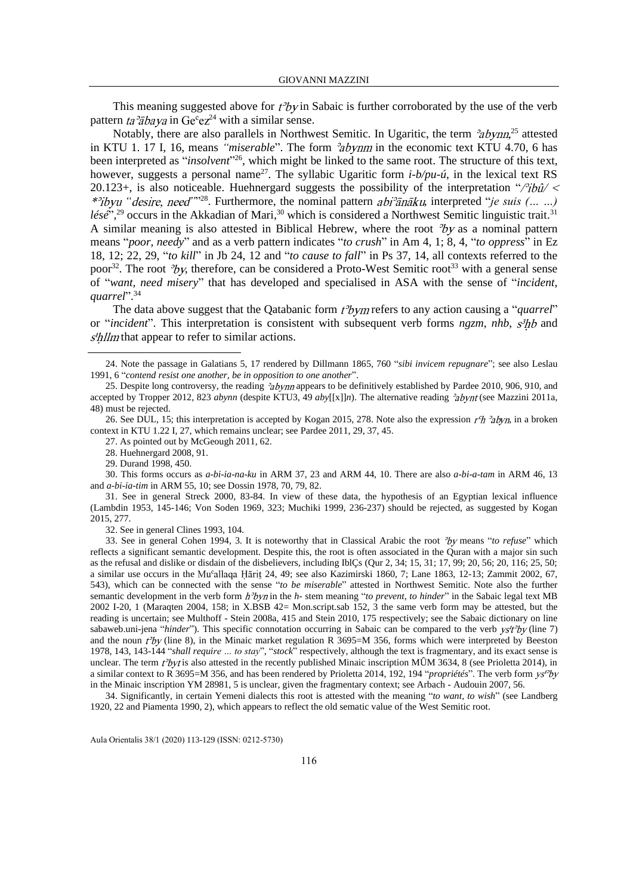This meaning suggested above for *tʾby* in Sabaic is further corroborated by the use of the verb pattern *taʾābaya* in Geʿez[24] with a similar sense.

Notably, there are also parallels in Northwest Semitic. In Ugaritic, the term *ʾabynn*,[25] attested in KTU 1. 17 I, 16, means *"miserable"*. The form *ʾabynm* in the economic text KTU 4.70, 6 has been interpreted as "*insolvent*"[26], which might be linked to the same root. The structure of this text, however, suggests a personal name[27]. The syllabic Ugaritic form *i-b/pu-ú*, in the lexical text RS 20.123+, is also noticeable. Huehnergard suggests the possibility of the interpretation "/*ʾibû*/ < *\*ʾibyu "desire, need"*"[28]. Furthermore, the nominal pattern *abiʾānāku*, interpreted "*je suis (… …) lésé*",[29] occurs in the Akkadian of Mari,[30] which is considered a Northwest Semitic linguistic trait.[31] A similar meaning is also attested in Biblical Hebrew, where the root *ʾby* as a nominal pattern means "*poor, needy*" and as a verb pattern indicates "*to crush*" in Am 4, 1; 8, 4, "*to oppress*" in Ez 18, 12; 22, 29, "*to kill*" in Jb 24, 12 and "*to cause to fall*" in Ps 37, 14, all contexts referred to the poor[32]. The root *ʾby*, therefore, can be considered a Proto-West Semitic root[33] with a general sense of "*want, need misery*" that has developed and specialised in ASA with the sense of "*incident, quarrel*".[34]

The data above suggest that the Qatabanic form *tʾbym* refers to any action causing a "*quarrel*" or "*incident*". This interpretation is consistent with subsequent verb forms *ngzm*, *nhb*, *s³ḥb* and *s¹ḫllm* that appear to refer to similar actions.

---

24. Note the passage in Galatians 5, 17 rendered by Dillmann 1865, 760 "*sibi invicem repugnare*"; see also Leslau 1991, 6 "*contend resist one another, be in opposition to one another*".

25. Despite long controversy, the reading *ʾabynn* appears to be definitively established by Pardee 2010, 906, 910, and accepted by Tropper 2012, 823 *abynn* (despite KTU3, 49 *aby*[[x]]*n*). The alternative reading *ʾabynt* (see Mazzini 2011a, 48) must be rejected.

26. See DUL, 15; this interpretation is accepted by Kogan 2015, 278. Note also the expression *rʿḥ ʾabyn*, in a broken context in KTU 1.22 I, 27, which remains unclear; see Pardee 2011, 29, 37, 45.

27. As pointed out by McGeough 2011, 62.

28. Huehnergard 2008, 91.

29. Durand 1998, 450.

30. This forms occurs as *a-bi-ia-na-ku* in ARM 37, 23 and ARM 44, 10. There are also *a-bi-a-tam* in ARM 46, 13 and *a-bi-ia-tim* in ARM 55, 10; see Dossin 1978, 70, 79, 82.

31. See in general Streck 2000, 83-84. In view of these data, the hypothesis of an Egyptian lexical influence (Lambdin 1953, 145-146; Von Soden 1969, 323; Muchiki 1999, 236-237) should be rejected, as suggested by Kogan 2015, 277.

32. See in general Clines 1993, 104.

33. See in general Cohen 1994, 3. It is noteworthy that in Classical Arabic the root *ʾby* means "*to refuse*" which reflects a significant semantic development. Despite this, the root is often associated in the Quran with a major sin such as the refusal and dislike or disdain of the disbelievers, including IblÇs (Qur 2, 34; 15, 31; 17, 99; 20, 56; 20, 116; 25, 50; a similar use occurs in the Muʿallaqa Ḥāriṯ 24, 49; see also Kazimirski 1860, 7; Lane 1863, 12-13; Zammit 2002, 67, 543), which can be connected with the sense "*to be miserable*" attested in Northwest Semitic. Note also the further semantic development in the verb form *hʾbyn* in the *h-* stem meaning "*to prevent, to hinder*" in the Sabaic legal text MB 2002 I-20, 1 (Maraqten 2004, 158; in X.BSB 42= Mon.script.sab 152, 3 the same verb form may be attested, but the reading is uncertain; see Multhoff - Stein 2008a, 415 and Stein 2010, 175 respectively; see the Sabaic dictionary on line sabaweb.uni-jena "*hinder*"). This specific connotation occurring in Sabaic can be compared to the verb *ys¹tʾby* (line 7) and the noun *tʾby* (line 8), in the Minaic market regulation R 3695=M 356, forms which were interpreted by Beeston 1978, 143, 143-144 "*shall require … to stay*", "*stock*" respectively, although the text is fragmentary, and its exact sense is unclear. The term *tʾbyt* is also attested in the recently published Minaic inscription MÛM 3634, 8 (see Prioletta 2014), in a similar context to R 3695=M 356, and has been rendered by Prioletta 2014, 192, 194 "*propriétés*". The verb form *ys¹ʾby* in the Minaic inscription YM 28981, 5 is unclear, given the fragmentary context; see Arbach - Audouin 2007, 56.

34. Significantly, in certain Yemeni dialects this root is attested with the meaning "*to want, to wish*" (see Landberg 1920, 22 and Piamenta 1990, 2), which appears to reflect the old sematic value of the West Semitic root.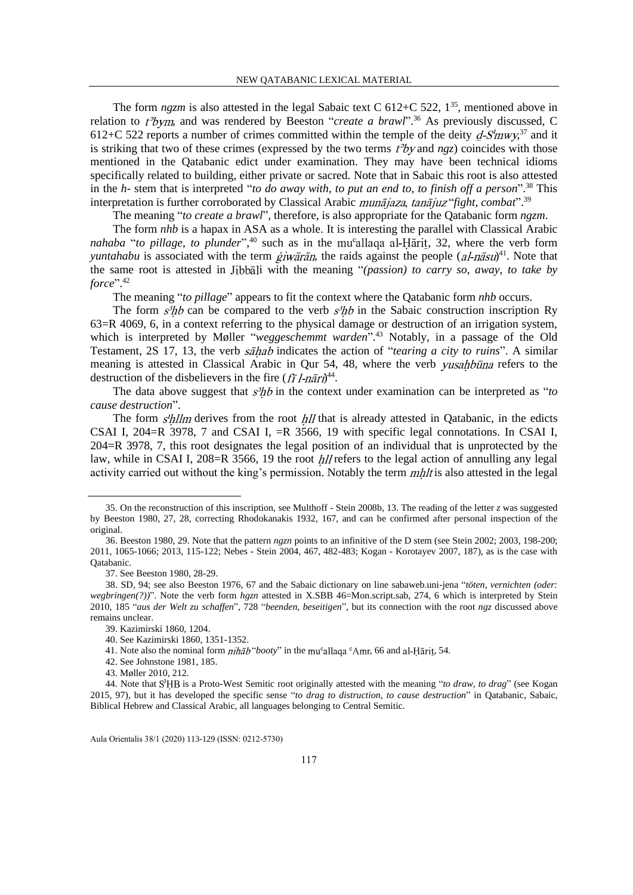The form *ngzm* is also attested in the legal Sabaic text C 612+C 522, 1[35], mentioned above in relation to *tʾbym*, and was rendered by Beeston "*create a brawl*".[36] As previously discussed, C 612+C 522 reports a number of crimes committed within the temple of the deity *ḏ-Sʿmwy*,[37] and it is striking that two of these crimes (expressed by the two terms *tʾby* and *ngz*) coincides with those mentioned in the Qatabanic edict under examination. They may have been technical idioms specifically related to building, either private or sacred. Note that in Sabaic this root is also attested in the *h*- stem that is interpreted "*to do away with, to put an end to, to finish off a person*".[38] This interpretation is further corroborated by Classical Arabic *munājaza*, *tanājuz* "*fight, combat*".[39]

The meaning "*to create a brawl*", therefore, is also appropriate for the Qatabanic form *ngzm*.

The form *nhb* is a hapax in ASA as a whole. It is interesting the parallel with Classical Arabic *nahaba* "*to pillage, to plunder*",[40] such as in the muʿallaqa al-Ḥāriṯ, 32, where the verb form *yuntahabu* is associated with the term *ġiwārān*, the raids against the people (*al-nāsu*)[41]. Note that the same root is attested in Jibbāli with the meaning "*(passion) to carry so, away, to take by force*".[42]

The meaning "*to pillage*" appears to fit the context where the Qatabanic form *nhb* occurs.

The form *s³ḥb* can be compared to the verb *s³ḥb* in the Sabaic construction inscription Ry 63=R 4069, 6, in a context referring to the physical damage or destruction of an irrigation system, which is interpreted by Møller "*weggeschemmt warden*".[43] Notably, in a passage of the Old Testament, 2S 17, 13, the verb *sāḥab* indicates the action of "*tearing a city to ruins*". A similar meaning is attested in Classical Arabic in Qur 54, 48, where the verb *yusaḥbūna* refers to the destruction of the disbelievers in the fire (*fī l-nāri*)[44].

The data above suggest that *s³ḥb* in the context under examination can be interpreted as "*to cause destruction*".

The form *sʿḥllm* derives from the root *ḥll* that is already attested in Qatabanic, in the edicts CSAI I, 204=R 3978, 7 and CSAI I, =R 3566, 19 with specific legal connotations. In CSAI I, 204=R 3978, 7, this root designates the legal position of an individual that is unprotected by the law, while in CSAI I, 208=R 3566, 19 the root *ḥll* refers to the legal action of annulling any legal activity carried out without the king's permission. Notably the term *mḥlt* is also attested in the legal

---

35. On the reconstruction of this inscription, see Multhoff - Stein 2008b, 13. The reading of the letter *z* was suggested by Beeston 1980, 27, 28, correcting Rhodokanakis 1932, 167, and can be confirmed after personal inspection of the original.

36. Beeston 1980, 29. Note that the pattern *ngzn* points to an infinitive of the D stem (see Stein 2002; 2003, 198-200; 2011, 1065-1066; 2013, 115-122; Nebes - Stein 2004, 467, 482-483; Kogan - Korotayev 2007, 187), as is the case with Qatabanic.

37. See Beeston 1980, 28-29.

38. SD, 94; see also Beeston 1976, 67 and the Sabaic dictionary on line sabaweb.uni-jena "*töten, vernichten (oder: wegbringen(?))*". Note the verb form *hgzn* attested in X.SBB 46=Mon.script.sab, 274, 6 which is interpreted by Stein 2010, 185 "*aus der Welt zu schaffen*", 728 "*beenden, beseitigen*", but its connection with the root *ngz* discussed above remains unclear.

39. Kazimirski 1860, 1204.

40. See Kazimirski 1860, 1351-1352.

41. Note also the nominal form *nihāb* "*booty*" in the muʿallaqa ʿAmr, 66 and al-Ḥāriṯ, 54.

42. See Johnstone 1981, 185.

43. Møller 2010, 212.

44. Note that S³ḤB is a Proto-West Semitic root originally attested with the meaning "*to draw, to drag*" (see Kogan 2015, 97), but it has developed the specific sense "*to drag to distruction, to cause destruction*" in Qatabanic, Sabaic, Biblical Hebrew and Classical Arabic, all languages belonging to Central Semitic.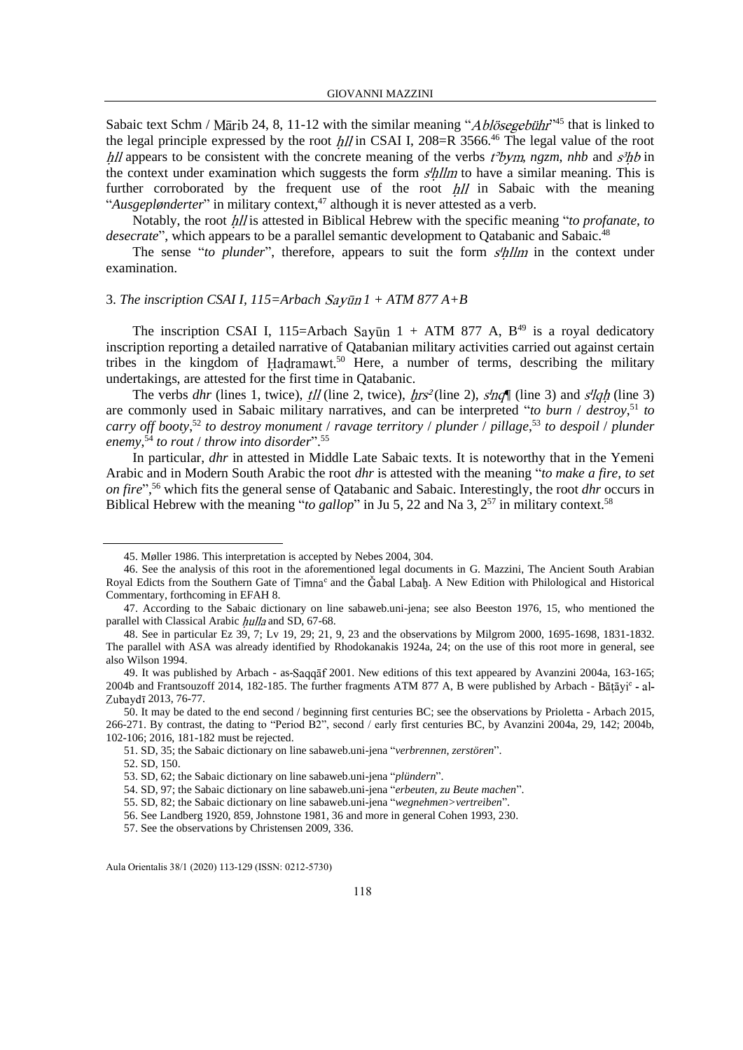Sabaic text Schm / Mārib 24, 8, 11-12 with the similar meaning "*Ablösegebühr*"[45] that is linked to the legal principle expressed by the root *ḫll* in CSAI I, 208=R 3566.[46] The legal value of the root *ḫll* appears to be consistent with the concrete meaning of the verbs *tʾbym*, *ngzm*, *nhb* and *s³ḥb* in the context under examination which suggests the form *s¹ḫllm* to have a similar meaning. This is further corroborated by the frequent use of the root *ḫll* in Sabaic with the meaning "*Ausgeplønderter*" in military context,[47] although it is never attested as a verb.

Notably, the root *ḫll* is attested in Biblical Hebrew with the specific meaning "*to profanate, to desecrate*", which appears to be a parallel semantic development to Qatabanic and Sabaic.[48]

The sense "*to plunder*", therefore, appears to suit the form *s¹ḫllm* in the context under examination.

### 3. *The inscription CSAI I, 115=Arbach Sayūn 1 + ATM 877 A+B*

The inscription CSAI I, 115=Arbach Sayūn 1 + ATM 877 A, B[49] is a royal dedicatory inscription reporting a detailed narrative of Qatabanian military activities carried out against certain tribes in the kingdom of Ḥaḍramawt.[50] Here, a number of terms, describing the military undertakings, are attested for the first time in Qatabanic.

The verbs *dhr* (lines 1, twice), *ṯll* (line 2, twice), *ḫrsʾ* (line 2), *s¹nq¶* (line 3) and *s¹lqḥ* (line 3) are commonly used in Sabaic military narratives, and can be interpreted "*to burn* / *destroy*,[51] *to carry off booty*,[52] *to destroy monument* / *ravage territory* / *plunder* / *pillage*,[53] *to despoil* / *plunder enemy*,[54] *to rout* / *throw into disorder*".[55]

In particular, *dhr* in attested in Middle Late Sabaic texts. It is noteworthy that in the Yemeni Arabic and in Modern South Arabic the root *dhr* is attested with the meaning "*to make a fire, to set on fire*",[56] which fits the general sense of Qatabanic and Sabaic. Interestingly, the root *dhr* occurs in Biblical Hebrew with the meaning "*to gallop*" in Ju 5, 22 and Na 3, 2[57] in military context.[58]

---

45. Møller 1986. This interpretation is accepted by Nebes 2004, 304.

46. See the analysis of this root in the aforementioned legal documents in G. Mazzini, The Ancient South Arabian Royal Edicts from the Southern Gate of Timnaᶜ and the Ǧabal Labaḫ. A New Edition with Philological and Historical Commentary, forthcoming in EFAH 8.

47. According to the Sabaic dictionary on line sabaweb.uni-jena; see also Beeston 1976, 15, who mentioned the parallel with Classical Arabic *ḫulla* and SD, 67-68.

48. See in particular Ez 39, 7; Lv 19, 29; 21, 9, 23 and the observations by Milgrom 2000, 1695-1698, 1831-1832. The parallel with ASA was already identified by Rhodokanakis 1924a, 24; on the use of this root more in general, see also Wilson 1994.

49. It was published by Arbach - as-Saqqāf 2001. New editions of this text appeared by Avanzini 2004a, 163-165; 2004b and Frantsouzoff 2014, 182-185. The further fragments ATM 877 A, B were published by Arbach - Bāṭāyiᶜ - al-Zubaydī 2013, 76-77.

50. It may be dated to the end second / beginning first centuries BC; see the observations by Prioletta - Arbach 2015, 266-271. By contrast, the dating to "Period B2", second / early first centuries BC, by Avanzini 2004a, 29, 142; 2004b, 102-106; 2016, 181-182 must be rejected.

51. SD, 35; the Sabaic dictionary on line sabaweb.uni-jena "*verbrennen, zerstören*".

52. SD, 150.

53. SD, 62; the Sabaic dictionary on line sabaweb.uni-jena "*plündern*".

54. SD, 97; the Sabaic dictionary on line sabaweb.uni-jena "*erbeuten, zu Beute machen*".

55. SD, 82; the Sabaic dictionary on line sabaweb.uni-jena "*wegnehmen>vertreiben*".

56. See Landberg 1920, 859, Johnstone 1981, 36 and more in general Cohen 1993, 230.

57. See the observations by Christensen 2009, 336.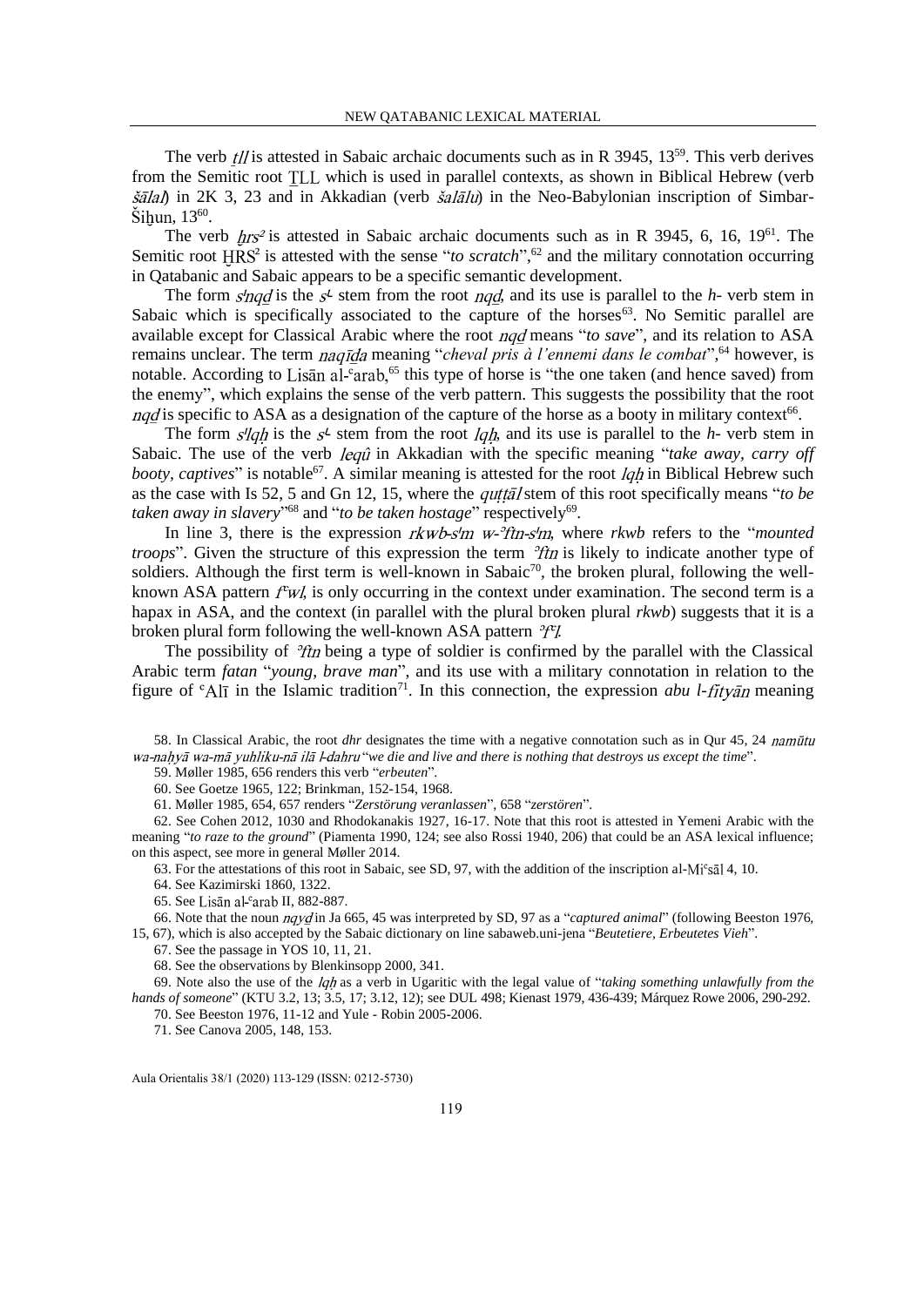The verb *ṯll* is attested in Sabaic archaic documents such as in R 3945, 13[59]. This verb derives from the Semitic root ṮLL which is used in parallel contexts, as shown in Biblical Hebrew (verb *šālal*) in 2K 3, 23 and in Akkadian (verb *šalālu*) in the Neo-Babylonian inscription of Simbar-Šiḫun, 13[60].

The verb *ḫrs²* is attested in Sabaic archaic documents such as in R 3945, 6, 16, 19[61]. The Semitic root ḪRS² is attested with the sense "*to scratch*",[62] and the military connotation occurring in Qatabanic and Sabaic appears to be a specific semantic development.

The form *s¹nqḏ* is the *s¹-* stem from the root *nqḏ*, and its use is parallel to the *h-* verb stem in Sabaic which is specifically associated to the capture of the horses[63]. No Semitic parallel are available except for Classical Arabic where the root *nqḏ* means "*to save*", and its relation to ASA remains unclear. The term *naqīḏa* meaning "*cheval pris à l'ennemi dans le combat*",[64] however, is notable. According to Lisān al-ʿarab,[65] this type of horse is "the one taken (and hence saved) from the enemy", which explains the sense of the verb pattern. This suggests the possibility that the root *nqḏ* is specific to ASA as a designation of the capture of the horse as a booty in military context[66].

The form *s¹lqḥ* is the *s¹-* stem from the root *lqḥ*, and its use is parallel to the *h-* verb stem in Sabaic. The use of the verb *leqû* in Akkadian with the specific meaning "*take away, carry off booty, captives*" is notable[67]. A similar meaning is attested for the root *lqḥ* in Biblical Hebrew such as the case with Is 52, 5 and Gn 12, 15, where the *quṭṭāl* stem of this root specifically means "*to be taken away in slavery*"[68] and "*to be taken hostage*" respectively[69].

In line 3, there is the expression *rkwb-s¹m w-ʾftn-s¹m*, where *rkwb* refers to the "*mounted troops*". Given the structure of this expression the term *ʾftn* is likely to indicate another type of soldiers. Although the first term is well-known in Sabaic[70], the broken plural, following the well-known ASA pattern *fʿwl*, is only occurring in the context under examination. The second term is a hapax in ASA, and the context (in parallel with the plural broken plural *rkwb*) suggests that it is a broken plural form following the well-known ASA pattern *ʾfʿl*.

The possibility of *ʾftn* being a type of soldier is confirmed by the parallel with the Classical Arabic term *fatan* "*young, brave man*", and its use with a military connotation in relation to the figure of ʿAlī in the Islamic tradition[71]. In this connection, the expression *abu l-fityān* meaning

---

58. In Classical Arabic, the root *dhr* designates the time with a negative connotation such as in Qur 45, 24 *namūtu wa-naḥyā wa-mā yuhliku-nā ilā l-dahru* "*we die and live and there is nothing that destroys us except the time*".

59. Møller 1985, 656 renders this verb "*erbeuten*".

60. See Goetze 1965, 122; Brinkman, 152-154, 1968.

61. Møller 1985, 654, 657 renders "*Zerstörung veranlassen*", 658 "*zerstören*".

62. See Cohen 2012, 1030 and Rhodokanakis 1927, 16-17. Note that this root is attested in Yemeni Arabic with the meaning "*to raze to the ground*" (Piamenta 1990, 124; see also Rossi 1940, 206) that could be an ASA lexical influence; on this aspect, see more in general Møller 2014.

63. For the attestations of this root in Sabaic, see SD, 97, with the addition of the inscription al-Miʿsāl 4, 10.

64. See Kazimirski 1860, 1322.

65. See Lisān al-ʿarab II, 882-887.

66. Note that the noun *nqyḏ* in Ja 665, 45 was interpreted by SD, 97 as a "*captured animal*" (following Beeston 1976, 15, 67), which is also accepted by the Sabaic dictionary on line sabaweb.uni-jena "*Beutetiere, Erbeutetes Vieh*".

67. See the passage in YOS 10, 11, 21.

68. See the observations by Blenkinsopp 2000, 341.

69. Note also the use of the *lqḥ* as a verb in Ugaritic with the legal value of "*taking something unlawfully from the hands of someone*" (KTU 3.2, 13; 3.5, 17; 3.12, 12); see DUL 498; Kienast 1979, 436-439; Márquez Rowe 2006, 290-292.

70. See Beeston 1976, 11-12 and Yule - Robin 2005-2006.

71. See Canova 2005, 148, 153.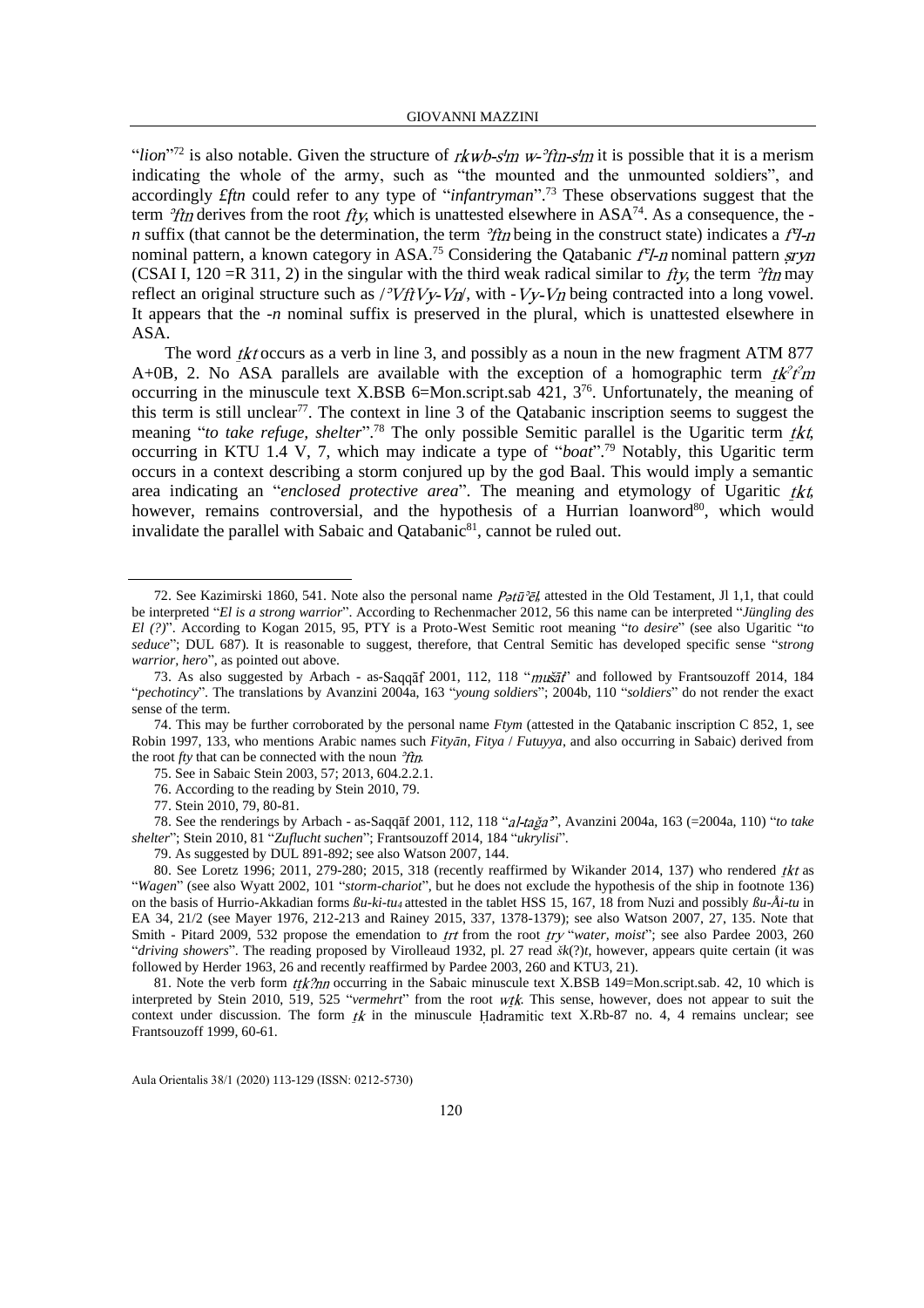"*lion*"[72] is also notable. Given the structure of *rkwb-sˤm w-ʾftn-sˤm* it is possible that it is a merism indicating the whole of the army, such as "the mounted and the unmounted soldiers", and accordingly *£ftn* could refer to any type of "*infantryman*".[73] These observations suggest that the term *ʾftn* derives from the root *fty*, which is unattested elsewhere in ASA[74]. As a consequence, the -*n* suffix (that cannot be the determination, the term *ʾftn* being in the construct state) indicates a *fˤl-n* nominal pattern, a known category in ASA.[75] Considering the Qatabanic *fˤl-n* nominal pattern *ṣryn* (CSAI I, 120 =R 311, 2) in the singular with the third weak radical similar to *fty*, the term *ʾftn* may reflect an original structure such as /*ʾVftVy-Vn*/, with -*Vy-Vn* being contracted into a long vowel. It appears that the -*n* nominal suffix is preserved in the plural, which is unattested elsewhere in ASA.

The word *ṯkt* occurs as a verb in line 3, and possibly as a noun in the new fragment ATM 877 A+0B, 2. No ASA parallels are available with the exception of a homographic term *ṯkʾtʾm* occurring in the minuscule text X.BSB 6=Mon.script.sab 421, 3[76]. Unfortunately, the meaning of this term is still unclear[77]. The context in line 3 of the Qatabanic inscription seems to suggest the meaning "*to take refuge, shelter*".[78] The only possible Semitic parallel is the Ugaritic term *ṯkt*, occurring in KTU 1.4 V, 7, which may indicate a type of "*boat*".[79] Notably, this Ugaritic term occurs in a context describing a storm conjured up by the god Baal. This would imply a semantic area indicating an "*enclosed protective area*". The meaning and etymology of Ugaritic *ṯkt*, however, remains controversial, and the hypothesis of a Hurrian loanword[80], which would invalidate the parallel with Sabaic and Qatabanic[81], cannot be ruled out.

---

72. See Kazimirski 1860, 541. Note also the personal name *Pətūʾēl*, attested in the Old Testament, Jl 1,1, that could be interpreted "*El is a strong warrior*". According to Rechenmacher 2012, 56 this name can be interpreted "*Jüngling des El (?)*". According to Kogan 2015, 95, PTY is a Proto-West Semitic root meaning "*to desire*" (see also Ugaritic "*to seduce*"; DUL 687). It is reasonable to suggest, therefore, that Central Semitic has developed specific sense "*strong warrior, hero*", as pointed out above.

73. As also suggested by Arbach - as-Saqqāf 2001, 112, 118 "*mušāt*" and followed by Frantsouzoff 2014, 184 "*pechotincy*". The translations by Avanzini 2004a, 163 "*young soldiers*"; 2004b, 110 "*soldiers*" do not render the exact sense of the term.

74. This may be further corroborated by the personal name *Ftym* (attested in the Qatabanic inscription C 852, 1, see Robin 1997, 133, who mentions Arabic names such *Fityān*, *Fitya* / *Futuyya*, and also occurring in Sabaic) derived from the root *fty* that can be connected with the noun *ʾftn*.

75. See in Sabaic Stein 2003, 57; 2013, 604.2.2.1.

76. According to the reading by Stein 2010, 79.

77. Stein 2010, 79, 80-81.

78. See the renderings by Arbach - as-Saqqāf 2001, 112, 118 "*al-taǧa*", Avanzini 2004a, 163 (=2004a, 110) "*to take shelter*"; Stein 2010, 81 "*Zuflucht suchen*"; Frantsouzoff 2014, 184 "*ukrylisi*".

79. As suggested by DUL 891-892; see also Watson 2007, 144.

80. See Loretz 1996; 2011, 279-280; 2015, 318 (recently reaffirmed by Wikander 2014, 137) who rendered *ṯkt* as "*Wagen*" (see also Wyatt 2002, 101 "*storm-chariot*", but he does not exclude the hypothesis of the ship in footnote 136) on the basis of Hurrio-Akkadian forms *ßu-ki-tu₄* attested in the tablet HSS 15, 167, 18 from Nuzi and possibly *ßu-Åi-tu* in EA 34, 21/2 (see Mayer 1976, 212-213 and Rainey 2015, 337, 1378-1379); see also Watson 2007, 27, 135. Note that Smith - Pitard 2009, 532 propose the emendation to *ṯrt* from the root *ṯry* "*water, moist*"; see also Pardee 2003, 260 "*driving showers*". The reading proposed by Virolleaud 1932, pl. 27 read *šk*(?)*t*, however, appears quite certain (it was followed by Herder 1963, 26 and recently reaffirmed by Pardee 2003, 260 and KTU3, 21).

81. Note the verb form *ṯṯk?nn* occurring in the Sabaic minuscule text X.BSB 149=Mon.script.sab. 42, 10 which is interpreted by Stein 2010, 519, 525 "*vermehrt*" from the root *wṯk*. This sense, however, does not appear to suit the context under discussion. The form *ṯk* in the minuscule Ḥadramitic text X.Rb-87 no. 4, 4 remains unclear; see Frantsouzoff 1999, 60-61.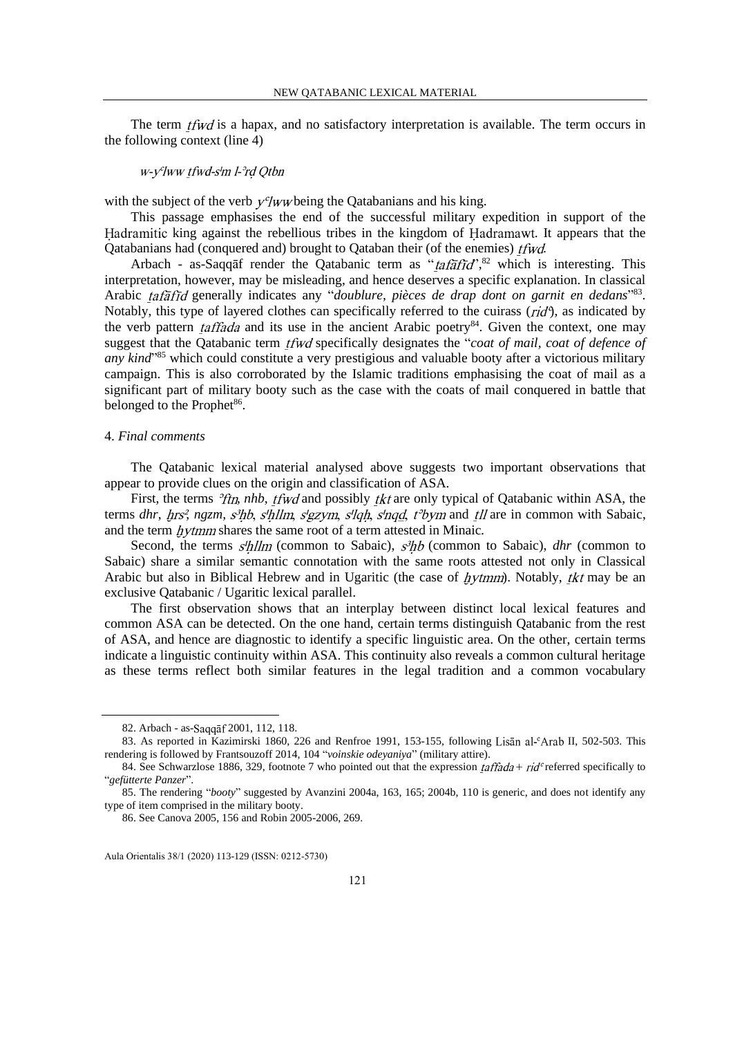The term *ṯfwd* is a hapax, and no satisfactory interpretation is available. The term occurs in the following context (line 4)

*w-yʿlww ṯfwd-s¹m l-ʾrḍ Qtbn*

with the subject of the verb *yʿlww* being the Qatabanians and his king.

This passage emphasises the end of the successful military expedition in support of the Ḥadramitic king against the rebellious tribes in the kingdom of Ḥadramawt. It appears that the Qatabanians had (conquered and) brought to Qataban their (of the enemies) *ṯfwd*.

Arbach - as-Saqqāf render the Qatabanic term as "*ṯafāfīd*",[82] which is interesting. This interpretation, however, may be misleading, and hence deserves a specific explanation. In classical Arabic *ṯafāfīd* generally indicates any "*doublure, pièces de drap dont on garnit en dedans*"[83]. Notably, this type of layered clothes can specifically referred to the cuirass (*ridʿ*), as indicated by the verb pattern *ṯaffada* and its use in the ancient Arabic poetry[84]. Given the context, one may suggest that the Qatabanic term *ṯfwd* specifically designates the "*coat of mail, coat of defence of any kind*"[85] which could constitute a very prestigious and valuable booty after a victorious military campaign. This is also corroborated by the Islamic traditions emphasising the coat of mail as a significant part of military booty such as the case with the coats of mail conquered in battle that belonged to the Prophet[86].

## 4. *Final comments*

The Qatabanic lexical material analysed above suggests two important observations that appear to provide clues on the origin and classification of ASA.

First, the terms *ʾftn*, *nhb*, *ṯfwd* and possibly *ṯkt* are only typical of Qatabanic within ASA, the terms *dhr*, *ḫrs²*, *ngzm*, *s³ḥb*, *s¹ḫllm*, *s¹gzym*, *s¹lqḥ*, *s¹nqd*, *tʾbym* and *ṯll* are in common with Sabaic, and the term *ḫytmm* shares the same root of a term attested in Minaic.

Second, the terms *s¹ḫllm* (common to Sabaic), *s³ḥb* (common to Sabaic), *dhr* (common to Sabaic) share a similar semantic connotation with the same roots attested not only in Classical Arabic but also in Biblical Hebrew and in Ugaritic (the case of *ḫytmm*). Notably, *ṯkt* may be an exclusive Qatabanic / Ugaritic lexical parallel.

The first observation shows that an interplay between distinct local lexical features and common ASA can be detected. On the one hand, certain terms distinguish Qatabanic from the rest of ASA, and hence are diagnostic to identify a specific linguistic area. On the other, certain terms indicate a linguistic continuity within ASA. This continuity also reveals a common cultural heritage as these terms reflect both similar features in the legal tradition and a common vocabulary

---

82. Arbach - as-Saqqāf 2001, 112, 118.

83. As reported in Kazimirski 1860, 226 and Renfroe 1991, 153-155, following Lisān al-ʿArab II, 502-503. This rendering is followed by Frantsouzoff 2014, 104 "*voinskie odeyaniya*" (military attire).

84. See Schwarzlose 1886, 329, footnote 7 who pointed out that the expression *ṯaffada* + *ridʿ* referred specifically to "*gefütterte Panzer*".

85. The rendering "*booty*" suggested by Avanzini 2004a, 163, 165; 2004b, 110 is generic, and does not identify any type of item comprised in the military booty.

86. See Canova 2005, 156 and Robin 2005-2006, 269.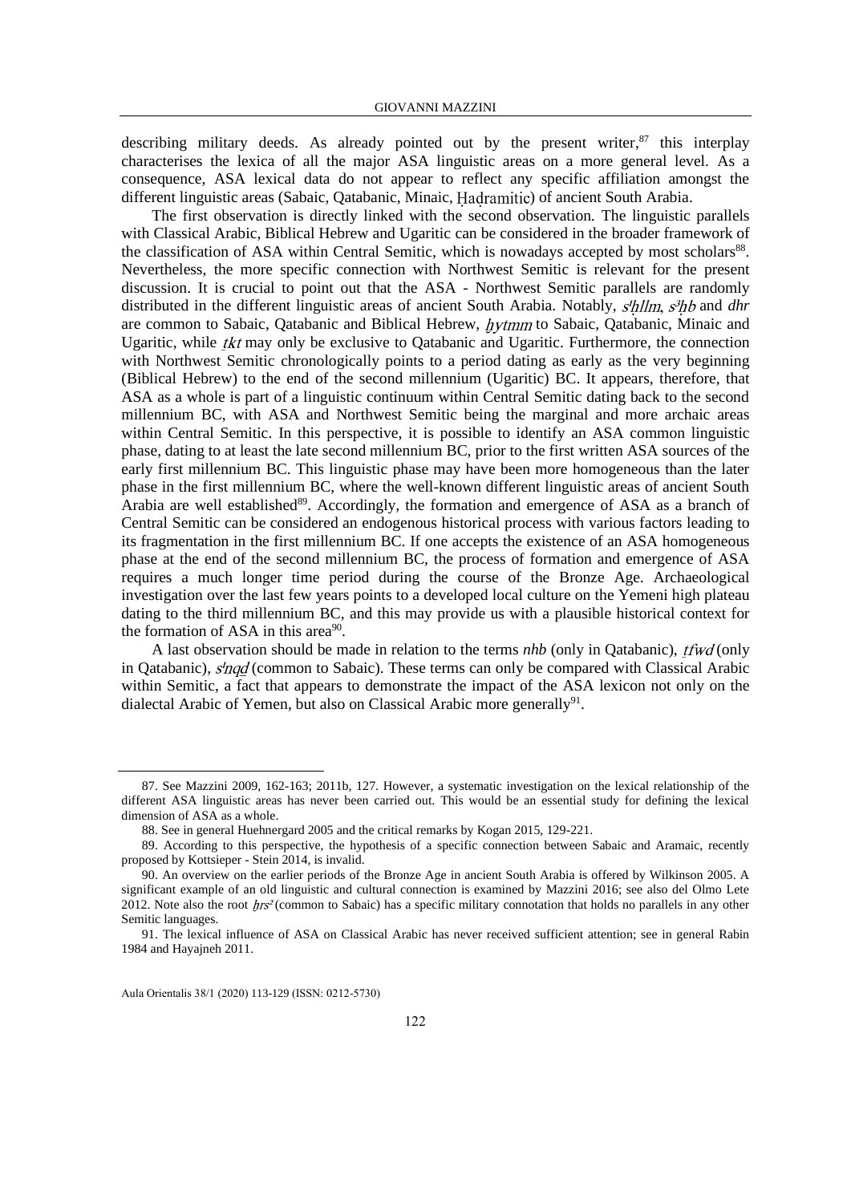describing military deeds. As already pointed out by the present writer,[87] this interplay characterises the lexica of all the major ASA linguistic areas on a more general level. As a consequence, ASA lexical data do not appear to reflect any specific affiliation amongst the different linguistic areas (Sabaic, Qatabanic, Minaic, Ḥaḍramitic) of ancient South Arabia.

The first observation is directly linked with the second observation. The linguistic parallels with Classical Arabic, Biblical Hebrew and Ugaritic can be considered in the broader framework of the classification of ASA within Central Semitic, which is nowadays accepted by most scholars[88]. Nevertheless, the more specific connection with Northwest Semitic is relevant for the present discussion. It is crucial to point out that the ASA - Northwest Semitic parallels are randomly distributed in the different linguistic areas of ancient South Arabia. Notably, *s¹ḫllm*, *s³ḫb* and *dhr* are common to Sabaic, Qatabanic and Biblical Hebrew, *ḫytmm* to Sabaic, Qatabanic, Minaic and Ugaritic, while *ṯkt* may only be exclusive to Qatabanic and Ugaritic. Furthermore, the connection with Northwest Semitic chronologically points to a period dating as early as the very beginning (Biblical Hebrew) to the end of the second millennium (Ugaritic) BC. It appears, therefore, that ASA as a whole is part of a linguistic continuum within Central Semitic dating back to the second millennium BC, with ASA and Northwest Semitic being the marginal and more archaic areas within Central Semitic. In this perspective, it is possible to identify an ASA common linguistic phase, dating to at least the late second millennium BC, prior to the first written ASA sources of the early first millennium BC. This linguistic phase may have been more homogeneous than the later phase in the first millennium BC, where the well-known different linguistic areas of ancient South Arabia are well established[89]. Accordingly, the formation and emergence of ASA as a branch of Central Semitic can be considered an endogenous historical process with various factors leading to its fragmentation in the first millennium BC. If one accepts the existence of an ASA homogeneous phase at the end of the second millennium BC, the process of formation and emergence of ASA requires a much longer time period during the course of the Bronze Age. Archaeological investigation over the last few years points to a developed local culture on the Yemeni high plateau dating to the third millennium BC, and this may provide us with a plausible historical context for the formation of ASA in this area[90].

A last observation should be made in relation to the terms *nhb* (only in Qatabanic), *ṯfwd* (only in Qatabanic), *s¹nqḏ* (common to Sabaic). These terms can only be compared with Classical Arabic within Semitic, a fact that appears to demonstrate the impact of the ASA lexicon not only on the dialectal Arabic of Yemen, but also on Classical Arabic more generally[91].

---

87. See Mazzini 2009, 162-163; 2011b, 127. However, a systematic investigation on the lexical relationship of the different ASA linguistic areas has never been carried out. This would be an essential study for defining the lexical dimension of ASA as a whole.

88. See in general Huehnergard 2005 and the critical remarks by Kogan 2015, 129-221.

89. According to this perspective, the hypothesis of a specific connection between Sabaic and Aramaic, recently proposed by Kottsieper - Stein 2014, is invalid.

90. An overview on the earlier periods of the Bronze Age in ancient South Arabia is offered by Wilkinson 2005. A significant example of an old linguistic and cultural connection is examined by Mazzini 2016; see also del Olmo Lete 2012. Note also the root *ḫrs²* (common to Sabaic) has a specific military connotation that holds no parallels in any other Semitic languages.

91. The lexical influence of ASA on Classical Arabic has never received sufficient attention; see in general Rabin 1984 and Hayajneh 2011.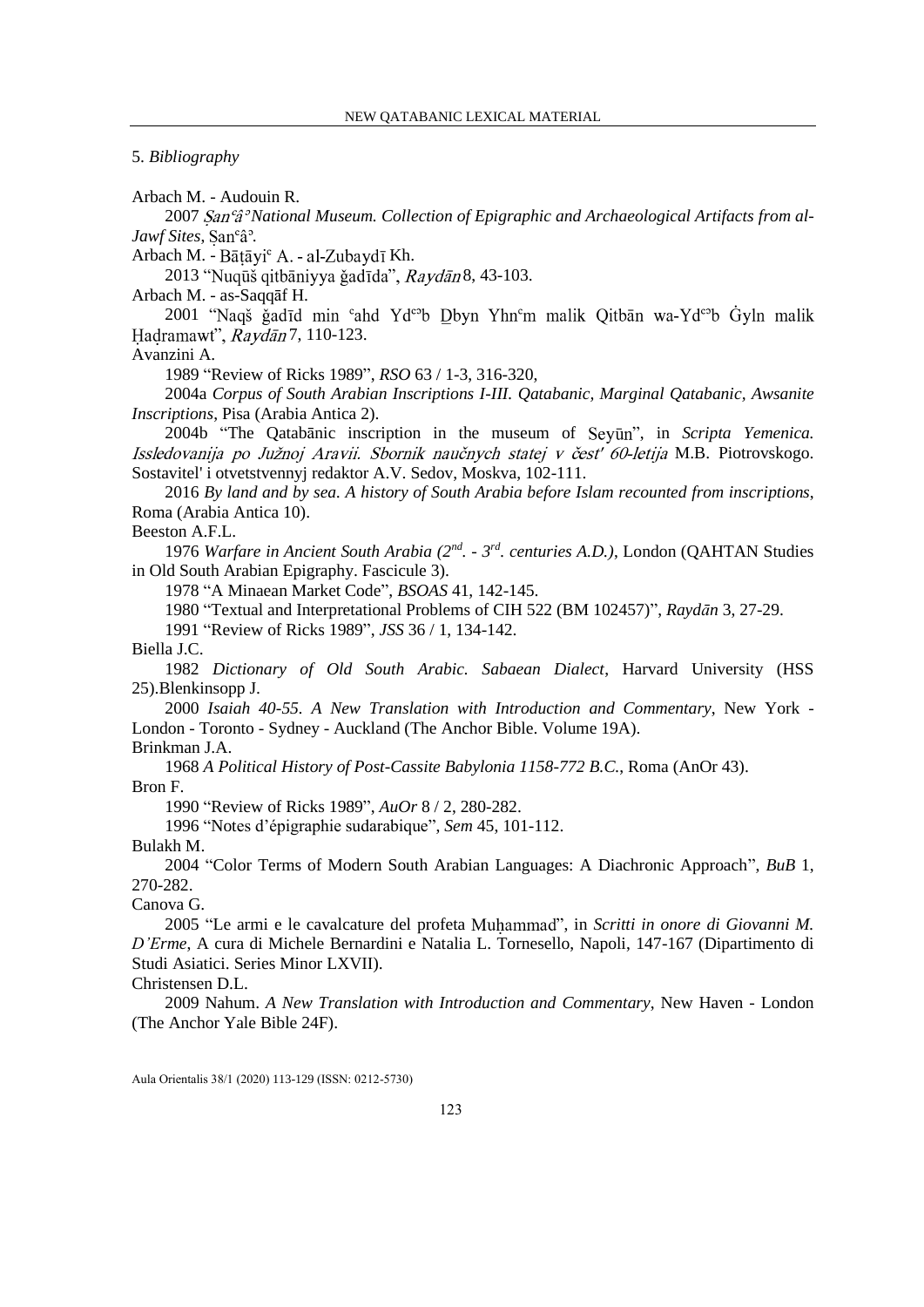## 5. *Bibliography*

Arbach M. - Audouin R.

2007 *Ṣanʿâʾ National Museum. Collection of Epigraphic and Archaeological Artifacts from al-Jawf Sites*, Ṣanʿâʾ.

Arbach M. - Bāṭāyiʿ A. - al-Zubaydī Kh.

2013 "Nuqūš qitbāniyya ǧadīda", *Raydān* 8, 43-103.

Arbach M. - as-Saqqāf H.

2001 "Naqš ǧadīd min ʿahd Ydʿʾb Ḏbyn Yhnʿm malik Qitbān wa-Ydʿʾb Ġyln malik Ḥaḍramawt", *Raydān* 7, 110-123.

Avanzini A.

1989 "Review of Ricks 1989", *RSO* 63 / 1-3, 316-320,

2004a *Corpus of South Arabian Inscriptions I-III. Qatabanic, Marginal Qatabanic, Awsanite Inscriptions*, Pisa (Arabia Antica 2).

2004b "The Qatabānic inscription in the museum of Seyūn", in *Scripta Yemenica. Issledovanija po Južnoj Aravii. Sbornik naučnych statej v čest' 60-letija* M.B. Piotrovskogo. Sostavitel' i otvetstvennyj redaktor A.V. Sedov, Moskva, 102-111.

2016 *By land and by sea. A history of South Arabia before Islam recounted from inscriptions*, Roma (Arabia Antica 10).

Beeston A.F.L.

1976 *Warfare in Ancient South Arabia (2nd. - 3rd. centuries A.D.)*, London (QAHTAN Studies in Old South Arabian Epigraphy. Fascicule 3).

1978 "A Minaean Market Code", *BSOAS* 41, 142-145.

1980 "Textual and Interpretational Problems of CIH 522 (BM 102457)", *Raydān* 3, 27-29.

1991 "Review of Ricks 1989", *JSS* 36 / 1, 134-142.

Biella J.C.

1982 *Dictionary of Old South Arabic. Sabaean Dialect*, Harvard University (HSS 25).Blenkinsopp J.

2000 *Isaiah 40-55. A New Translation with Introduction and Commentary*, New York - London - Toronto - Sydney - Auckland (The Anchor Bible. Volume 19A).

Brinkman J.A.

1968 *A Political History of Post-Cassite Babylonia 1158-772 B.C.*, Roma (AnOr 43).

Bron F.

1990 "Review of Ricks 1989", *AuOr* 8 / 2, 280-282.

1996 "Notes d'épigraphie sudarabique", *Sem* 45, 101-112.

Bulakh M.

2004 "Color Terms of Modern South Arabian Languages: A Diachronic Approach", *BuB* 1, 270-282.

Canova G.

2005 "Le armi e le cavalcature del profeta Muḥammad", in *Scritti in onore di Giovanni M. D'Erme*, A cura di Michele Bernardini e Natalia L. Tornesello, Napoli, 147-167 (Dipartimento di Studi Asiatici. Series Minor LXVII).

Christensen D.L.

2009 Nahum. *A New Translation with Introduction and Commentary*, New Haven - London (The Anchor Yale Bible 24F).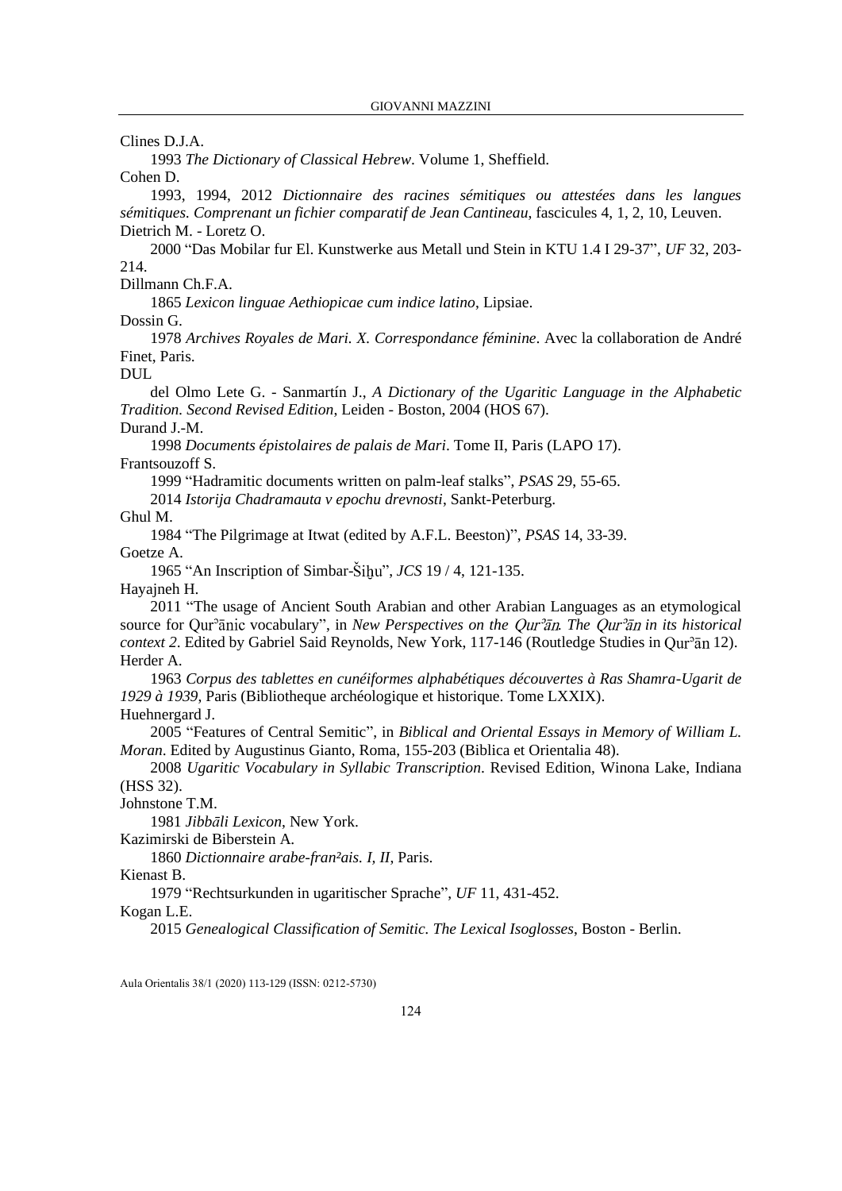Clines D.J.A.

1993 *The Dictionary of Classical Hebrew*. Volume 1, Sheffield.

Cohen D.

1993, 1994, 2012 *Dictionnaire des racines sémitiques ou attestées dans les langues sémitiques. Comprenant un fichier comparatif de Jean Cantineau*, fascicules 4, 1, 2, 10, Leuven.

Dietrich M. - Loretz O.

2000 "Das Mobilar fur El. Kunstwerke aus Metall und Stein in KTU 1.4 I 29-37", *UF* 32, 203-214.

Dillmann Ch.F.A.

1865 *Lexicon linguae Aethiopicae cum indice latino*, Lipsiae.

Dossin G.

1978 *Archives Royales de Mari. X. Correspondance féminine*. Avec la collaboration de André Finet, Paris.

DUL

del Olmo Lete G. - Sanmartín J., *A Dictionary of the Ugaritic Language in the Alphabetic Tradition. Second Revised Edition*, Leiden - Boston, 2004 (HOS 67).

Durand J.-M.

1998 *Documents épistolaires de palais de Mari*. Tome II, Paris (LAPO 17).

Frantsouzoff S.

1999 "Hadramitic documents written on palm-leaf stalks", *PSAS* 29, 55-65.

2014 *Istorija Chadramauta v epochu drevnosti*, Sankt-Peterburg.

Ghul M.

1984 "The Pilgrimage at Itwat (edited by A.F.L. Beeston)", *PSAS* 14, 33-39.

Goetze A.

1965 "An Inscription of Simbar-Šiḫu", *JCS* 19 / 4, 121-135.

Hayajneh H.

2011 "The usage of Ancient South Arabian and other Arabian Languages as an etymological source for Qurʾānic vocabulary", in *New Perspectives on the Qurʾān. The Qurʾān in its historical context 2*. Edited by Gabriel Said Reynolds, New York, 117-146 (Routledge Studies in Qurʾān 12).

Herder A.

1963 *Corpus des tablettes en cunéiformes alphabétiques découvertes à Ras Shamra-Ugarit de 1929 à 1939*, Paris (Bibliotheque archéologique et historique. Tome LXXIX).

Huehnergard J.

2005 "Features of Central Semitic", in *Biblical and Oriental Essays in Memory of William L. Moran*. Edited by Augustinus Gianto, Roma, 155-203 (Biblica et Orientalia 48).

2008 *Ugaritic Vocabulary in Syllabic Transcription*. Revised Edition, Winona Lake, Indiana (HSS 32).

Johnstone T.M.

1981 *Jibbāli Lexicon*, New York.

Kazimirski de Biberstein A.

1860 *Dictionnaire arabe-fran²ais. I, II*, Paris.

Kienast B.

1979 "Rechtsurkunden in ugaritischer Sprache", *UF* 11, 431-452.

Kogan L.E.

2015 *Genealogical Classification of Semitic. The Lexical Isoglosses*, Boston - Berlin.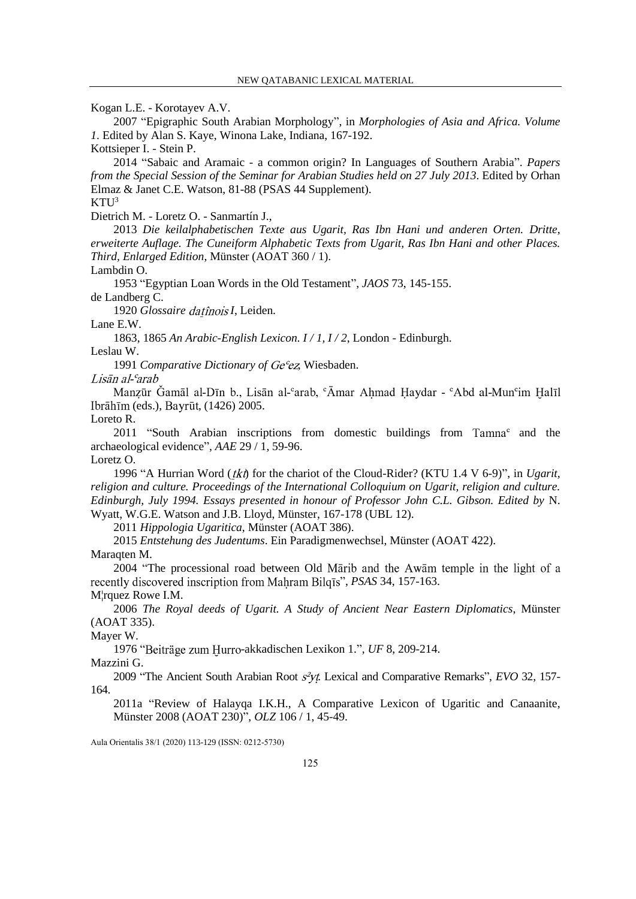Kogan L.E. - Korotayev A.V.

2007 "Epigraphic South Arabian Morphology", in *Morphologies of Asia and Africa. Volume 1*. Edited by Alan S. Kaye, Winona Lake, Indiana, 167-192.

Kottsieper I. - Stein P.

2014 "Sabaic and Aramaic - a common origin? In Languages of Southern Arabia". *Papers from the Special Session of the Seminar for Arabian Studies held on 27 July 2013*. Edited by Orhan Elmaz & Janet C.E. Watson, 81-88 (PSAS 44 Supplement).

KTU[3]

Dietrich M. - Loretz O. - Sanmartín J.,

2013 *Die keilalphabetischen Texte aus Ugarit, Ras Ibn Hani und anderen Orten. Dritte, erweiterte Auflage. The Cuneiform Alphabetic Texts from Ugarit, Ras Ibn Hani and other Places. Third, Enlarged Edition*, Münster (AOAT 360 / 1).

Lambdin O.

1953 "Egyptian Loan Words in the Old Testament", *JAOS* 73, 145-155.

de Landberg C.

1920 *Glossaire daṯînois I*, Leiden.

Lane E.W.

1863, 1865 *An Arabic-English Lexicon. I / 1, I / 2*, London - Edinburgh.

Leslau W.

1991 *Comparative Dictionary of Geʿez*, Wiesbaden.

*Lisān al-ʿarab*

Manẓūr Ǧamāl al-Dīn b., Lisān al-ʿarab, ʿĀmar Aḥmad Ḥaydar - ʿAbd al-Munʿim Ḫalīl Ibrāhīm (eds.), Bayrūt, (1426) 2005.

Loreto R.

2011 "South Arabian inscriptions from domestic buildings from Tamnaʿ and the archaeological evidence", *AAE* 29 / 1, 59-96.

Loretz O.

1996 "A Hurrian Word (*ṯkṯ*) for the chariot of the Cloud-Rider? (KTU 1.4 V 6-9)", in *Ugarit, religion and culture. Proceedings of the International Colloquium on Ugarit, religion and culture. Edinburgh, July 1994. Essays presented in honour of Professor John C.L. Gibson. Edited by* N. Wyatt, W.G.E. Watson and J.B. Lloyd, Münster, 167-178 (UBL 12).

2011 *Hippologia Ugaritica*, Münster (AOAT 386).

2015 *Entstehung des Judentums*. Ein Paradigmenwechsel, Münster (AOAT 422).

Maraqten M.

2004 "The processional road between Old Mārib and the Awām temple in the light of a recently discovered inscription from Maḥram Bilqīs", *PSAS* 34, 157-163.

M¦rquez Rowe I.M.

2006 *The Royal deeds of Ugarit. A Study of Ancient Near Eastern Diplomatics*, Münster (AOAT 335).

Mayer W.

1976 "Beiträge zum Ḫurro-akkadischen Lexikon 1.", *UF* 8, 209-214.

Mazzini G.

2009 "The Ancient South Arabian Root *s²yṭ*. Lexical and Comparative Remarks", *EVO* 32, 157-164.

2011a "Review of Halayqa I.K.H., A Comparative Lexicon of Ugaritic and Canaanite, Münster 2008 (AOAT 230)", *OLZ* 106 / 1, 45-49.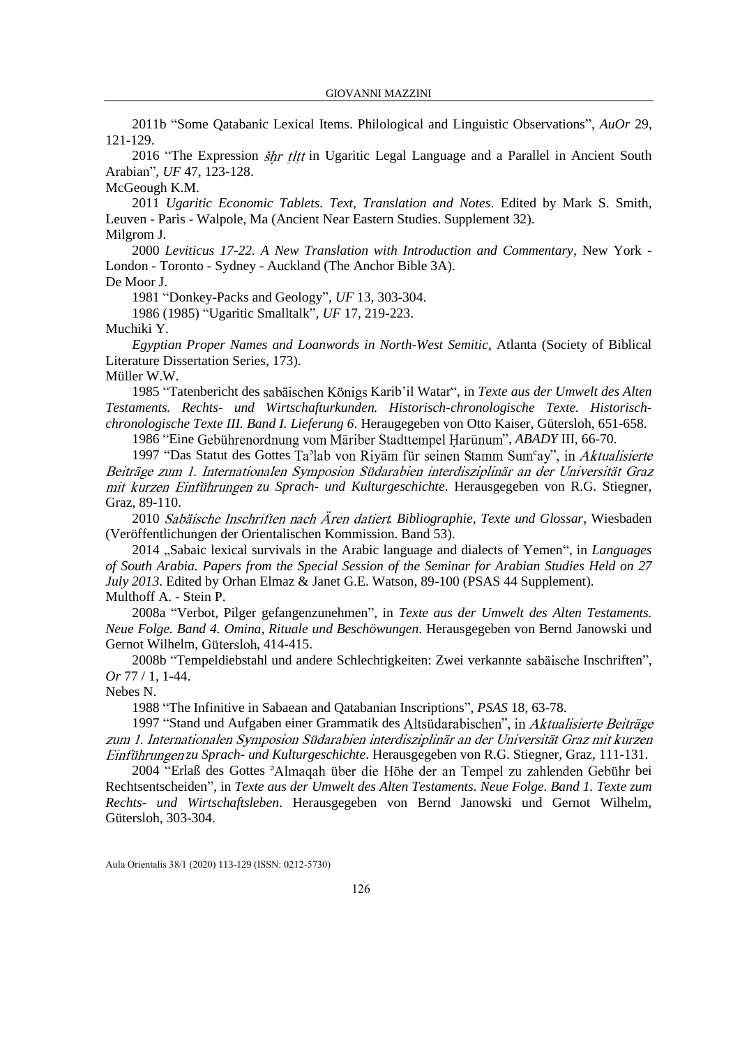2011b "Some Qatabanic Lexical Items. Philological and Linguistic Observations", *AuOr* 29, 121-129.

2016 "The Expression *šḥr ṯlṯ* in Ugaritic Legal Language and a Parallel in Ancient South Arabian", *UF* 47, 123-128.

McGeough K.M.

2011 *Ugaritic Economic Tablets. Text, Translation and Notes*. Edited by Mark S. Smith, Leuven - Paris - Walpole, Ma (Ancient Near Eastern Studies. Supplement 32).

Milgrom J.

2000 *Leviticus 17-22. A New Translation with Introduction and Commentary*, New York - London - Toronto - Sydney - Auckland (The Anchor Bible 3A).

De Moor J.

1981 "Donkey-Packs and Geology", *UF* 13, 303-304.

1986 (1985) "Ugaritic Smalltalk", *UF* 17, 219-223.

Muchiki Y.

*Egyptian Proper Names and Loanwords in North-West Semitic*, Atlanta (Society of Biblical Literature Dissertation Series, 173).

Müller W.W.

1985 "Tatenbericht des sabäischen Königs Karib'il Watar", in *Texte aus der Umwelt des Alten Testaments. Rechts- und Wirtschafturkunden. Historisch-chronologische Texte. Historisch-chronologische Texte III. Band I. Lieferung 6*. Herausgegeben von Otto Kaiser, Gütersloh, 651-658.

1986 "Eine Gebührenordnung vom Māriber Stadttempel Ḥarūnum", *ABADY* III, 66-70.

1997 "Das Statut des Gottes Taᵓlab von Riyām für seinen Stamm Sumᶜay", in *Aktualisierte Beiträge zum 1. Internationalen Symposion Südarabien interdisziplinär an der Universität Graz mit kurzen Einführungen zu Sprach- und Kulturgeschichte*. Herausgegeben von R.G. Stiegner, Graz, 89-110.

2010 *Sabäische Inschriften nach Ären datiert. Bibliographie, Texte und Glossar*, Wiesbaden (Veröffentlichungen der Orientalischen Kommission. Band 53).

2014 „Sabaic lexical survivals in the Arabic language and dialects of Yemen", in *Languages of South Arabia. Papers from the Special Session of the Seminar for Arabian Studies Held on 27 July 2013*. Edited by Orhan Elmaz & Janet G.E. Watson, 89-100 (PSAS 44 Supplement).

Multhoff A. - Stein P.

2008a "Verbot, Pilger gefangenzunehmen", in *Texte aus der Umwelt des Alten Testaments. Neue Folge. Band 4. Omina, Rituale und Beschöwungen*. Herausgegeben von Bernd Janowski und Gernot Wilhelm, Gütersloh, 414-415.

2008b "Tempeldiebstahl und andere Schlechtigkeiten: Zwei verkannte sabäische Inschriften", *Or* 77 / 1, 1-44.

Nebes N.

1988 "The Infinitive in Sabaean and Qatabanian Inscriptions", *PSAS* 18, 63-78.

1997 "Stand und Aufgaben einer Grammatik des Altsüdarabischen", in *Aktualisierte Beiträge zum 1. Internationalen Symposion Südarabien interdisziplinär an der Universität Graz mit kurzen Einführungen zu Sprach- und Kulturgeschichte*. Herausgegeben von R.G. Stiegner, Graz, 111-131.

2004 "Erlaß des Gottes ᵓAlmaqah über die Höhe der an Tempel zu zahlenden Gebühr bei Rechtsentscheiden", in *Texte aus der Umwelt des Alten Testaments. Neue Folge. Band 1. Texte zum Rechts- und Wirtschaftsleben*. Herausgegeben von Bernd Janowski und Gernot Wilhelm, Gütersloh, 303-304.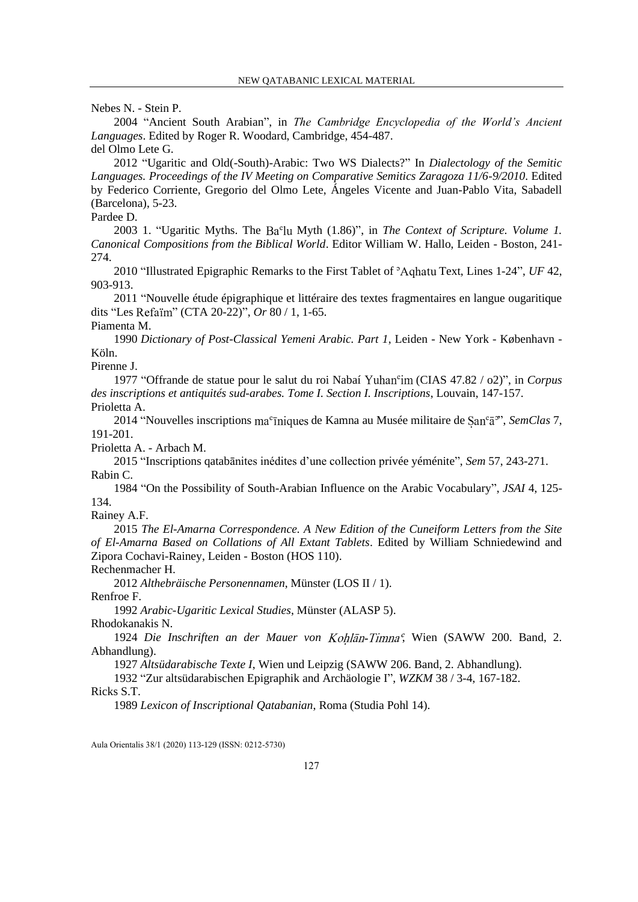Nebes N. - Stein P.

2004 "Ancient South Arabian", in *The Cambridge Encyclopedia of the World's Ancient Languages*. Edited by Roger R. Woodard, Cambridge, 454-487.

del Olmo Lete G.

2012 "Ugaritic and Old(-South)-Arabic: Two WS Dialects?" In *Dialectology of the Semitic Languages. Proceedings of the IV Meeting on Comparative Semitics Zaragoza 11/6-9/2010*. Edited by Federico Corriente, Gregorio del Olmo Lete, Ángeles Vicente and Juan-Pablo Vita, Sabadell (Barcelona), 5-23.

Pardee D.

2003 1. "Ugaritic Myths. The Baʿlu Myth (1.86)", in *The Context of Scripture. Volume 1. Canonical Compositions from the Biblical World*. Editor William W. Hallo, Leiden - Boston, 241-274.

2010 "Illustrated Epigraphic Remarks to the First Tablet of ʾAqhatu Text, Lines 1-24", *UF* 42, 903-913.

2011 "Nouvelle étude épigraphique et littéraire des textes fragmentaires en langue ougaritique dits "Les Refaïm" (CTA 20-22)", *Or* 80 / 1, 1-65.

Piamenta M.

1990 *Dictionary of Post-Classical Yemeni Arabic. Part 1*, Leiden - New York - København - Köln.

Pirenne J.

1977 "Offrande de statue pour le salut du roi Nabaí Yuhanʿim (CIAS 47.82 / o2)", in *Corpus des inscriptions et antiquités sud-arabes. Tome I. Section I. Inscriptions*, Louvain, 147-157.

Prioletta A.

2014 "Nouvelles inscriptions maʿīniques de Kamna au Musée militaire de Ṣanʿāʾ", *SemClas* 7, 191-201.

Prioletta A. - Arbach M.

2015 "Inscriptions qatabānites inédites d'une collection privée yéménite", *Sem* 57, 243-271.

Rabin C.

1984 "On the Possibility of South-Arabian Influence on the Arabic Vocabulary", *JSAI* 4, 125-134.

Rainey A.F.

2015 *The El-Amarna Correspondence. A New Edition of the Cuneiform Letters from the Site of El-Amarna Based on Collations of All Extant Tablets*. Edited by William Schniedewind and Zipora Cochavi-Rainey, Leiden - Boston (HOS 110).

Rechenmacher H.

2012 *Althebräische Personennamen*, Münster (LOS II / 1).

Renfroe F.

1992 *Arabic-Ugaritic Lexical Studies*, Münster (ALASP 5).

Rhodokanakis N.

1924 *Die Inschriften an der Mauer von Koḥlān-Timnaʿ*, Wien (SAWW 200. Band, 2. Abhandlung).

1927 *Altsüdarabische Texte I*, Wien und Leipzig (SAWW 206. Band, 2. Abhandlung).

1932 "Zur altsüdarabischen Epigraphik and Archäologie I", *WZKM* 38 / 3-4, 167-182.

Ricks S.T.

1989 *Lexicon of Inscriptional Qatabanian*, Roma (Studia Pohl 14).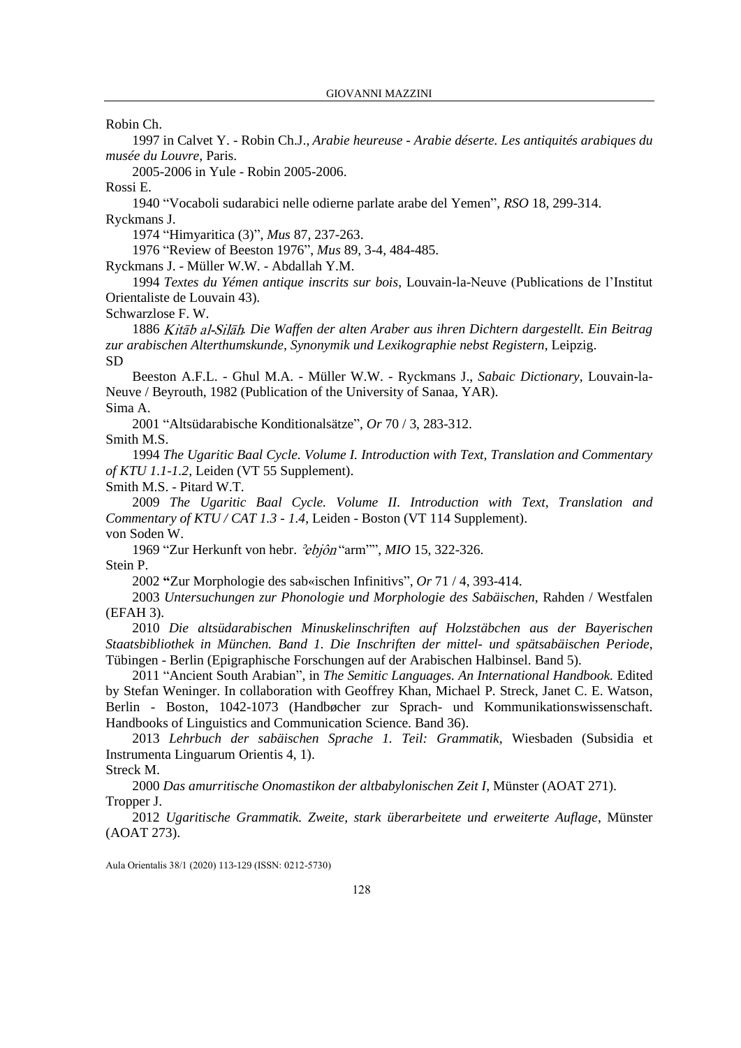Robin Ch.

1997 in Calvet Y. - Robin Ch.J., *Arabie heureuse - Arabie déserte. Les antiquités arabiques du musée du Louvre*, Paris.

2005-2006 in Yule - Robin 2005-2006.

Rossi E.

1940 “Vocaboli sudarabici nelle odierne parlate arabe del Yemen”, *RSO* 18, 299-314.

Ryckmans J.

1974 “Himyaritica (3)”, *Mus* 87, 237-263.

1976 “Review of Beeston 1976”, *Mus* 89, 3-4, 484-485.

Ryckmans J. - Müller W.W. - Abdallah Y.M.

1994 *Textes du Yémen antique inscrits sur bois*, Louvain-la-Neuve (Publications de l’Institut Orientaliste de Louvain 43).

Schwarzlose F. W.

1886 *Kitāb al-Silāḥ. Die Waffen der alten Araber aus ihren Dichtern dargestellt. Ein Beitrag zur arabischen Alterthumskunde, Synonymik und Lexikographie nebst Registern*, Leipzig.

SD

Beeston A.F.L. - Ghul M.A. - Müller W.W. - Ryckmans J., *Sabaic Dictionary*, Louvain-la-Neuve / Beyrouth, 1982 (Publication of the University of Sanaa, YAR).

Sima A.

2001 “Altsüdarabische Konditionalsätze”, *Or* 70 / 3, 283-312.

Smith M.S.

1994 *The Ugaritic Baal Cycle. Volume I. Introduction with Text, Translation and Commentary of KTU 1.1-1.2*, Leiden (VT 55 Supplement).

Smith M.S. - Pitard W.T.

2009 *The Ugaritic Baal Cycle. Volume II. Introduction with Text, Translation and Commentary of KTU / CAT 1.3 - 1.4*, Leiden - Boston (VT 114 Supplement).

von Soden W.

1969 “Zur Herkunft von hebr. *ʾebjôn* “arm””, *MIO* 15, 322-326.

Stein P.

2002 “Zur Morphologie des sab«ischen Infinitivs”, *Or* 71 / 4, 393-414.

2003 *Untersuchungen zur Phonologie und Morphologie des Sabäischen*, Rahden / Westfalen (EFAH 3).

2010 *Die altsüdarabischen Minuskelinschriften auf Holzstäbchen aus der Bayerischen Staatsbibliothek in München. Band 1. Die Inschriften der mittel- und spätsabäischen Periode*, Tübingen - Berlin (Epigraphische Forschungen auf der Arabischen Halbinsel. Band 5).

2011 “Ancient South Arabian”, in *The Semitic Languages. An International Handbook.* Edited by Stefan Weninger. In collaboration with Geoffrey Khan, Michael P. Streck, Janet C. E. Watson, Berlin - Boston, 1042-1073 (Handbøcher zur Sprach- und Kommunikationswissenschaft. Handbooks of Linguistics and Communication Science. Band 36).

2013 *Lehrbuch der sabäischen Sprache 1. Teil: Grammatik*, Wiesbaden (Subsidia et Instrumenta Linguarum Orientis 4, 1).

Streck M.

2000 *Das amurritische Onomastikon der altbabylonischen Zeit I*, Münster (AOAT 271).

Tropper J.

2012 *Ugaritische Grammatik. Zweite, stark überarbeitete und erweiterte Auflage*, Münster (AOAT 273).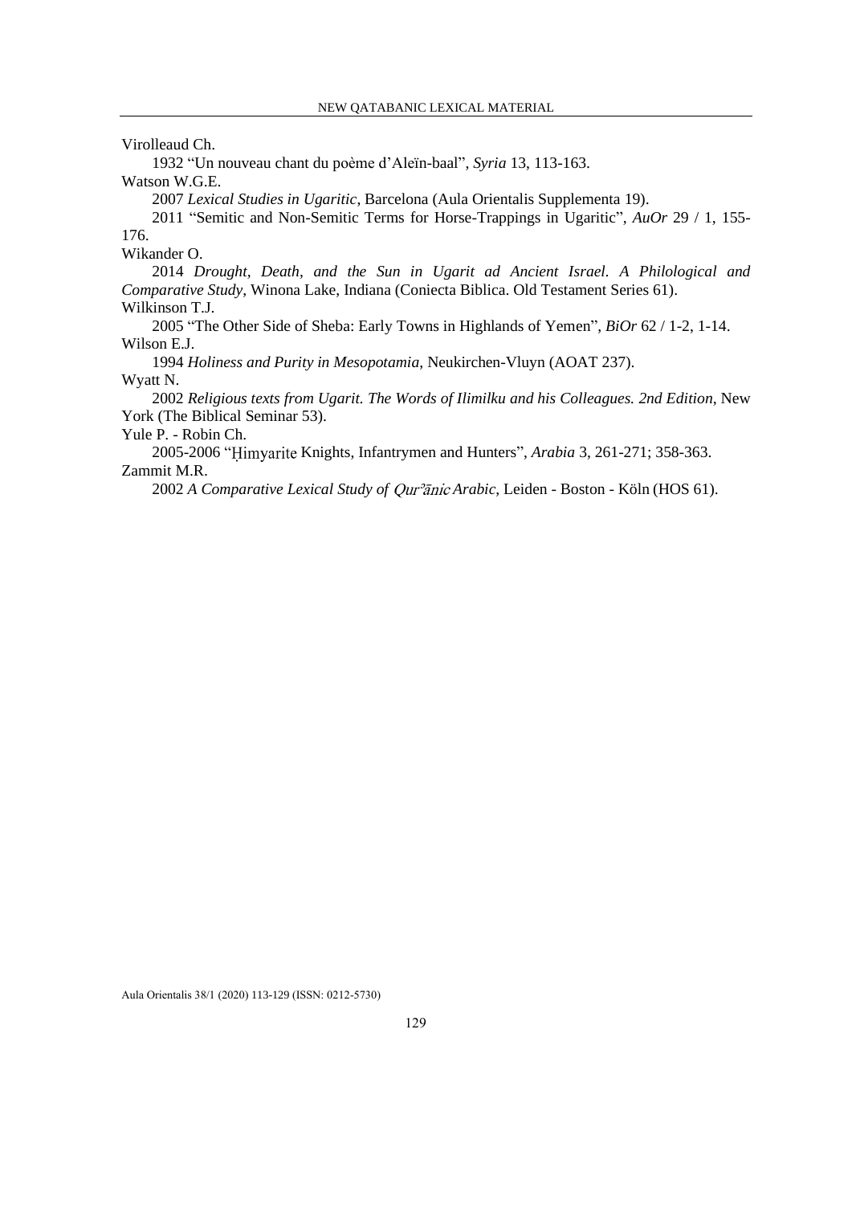Virolleaud Ch.

1932 "Un nouveau chant du poème d'Aleïn-baal", *Syria* 13, 113-163.

Watson W.G.E.

2007 *Lexical Studies in Ugaritic*, Barcelona (Aula Orientalis Supplementa 19).

2011 "Semitic and Non-Semitic Terms for Horse-Trappings in Ugaritic", *AuOr* 29 / 1, 155-176.

Wikander O.

2014 *Drought, Death, and the Sun in Ugarit ad Ancient Israel. A Philological and Comparative Study*, Winona Lake, Indiana (Coniecta Biblica. Old Testament Series 61).

Wilkinson T.J.

2005 "The Other Side of Sheba: Early Towns in Highlands of Yemen", *BiOr* 62 / 1-2, 1-14.

Wilson E.J.

1994 *Holiness and Purity in Mesopotamia*, Neukirchen-Vluyn (AOAT 237).

Wyatt N.

2002 *Religious texts from Ugarit. The Words of Ilimilku and his Colleagues. 2nd Edition*, New York (The Biblical Seminar 53).

Yule P. - Robin Ch.

2005-2006 "Ḥimyarite Knights, Infantrymen and Hunters", *Arabia* 3, 261-271; 358-363.

Zammit M.R.

2002 *A Comparative Lexical Study of Qurʾānic Arabic*, Leiden - Boston - Köln (HOS 61).